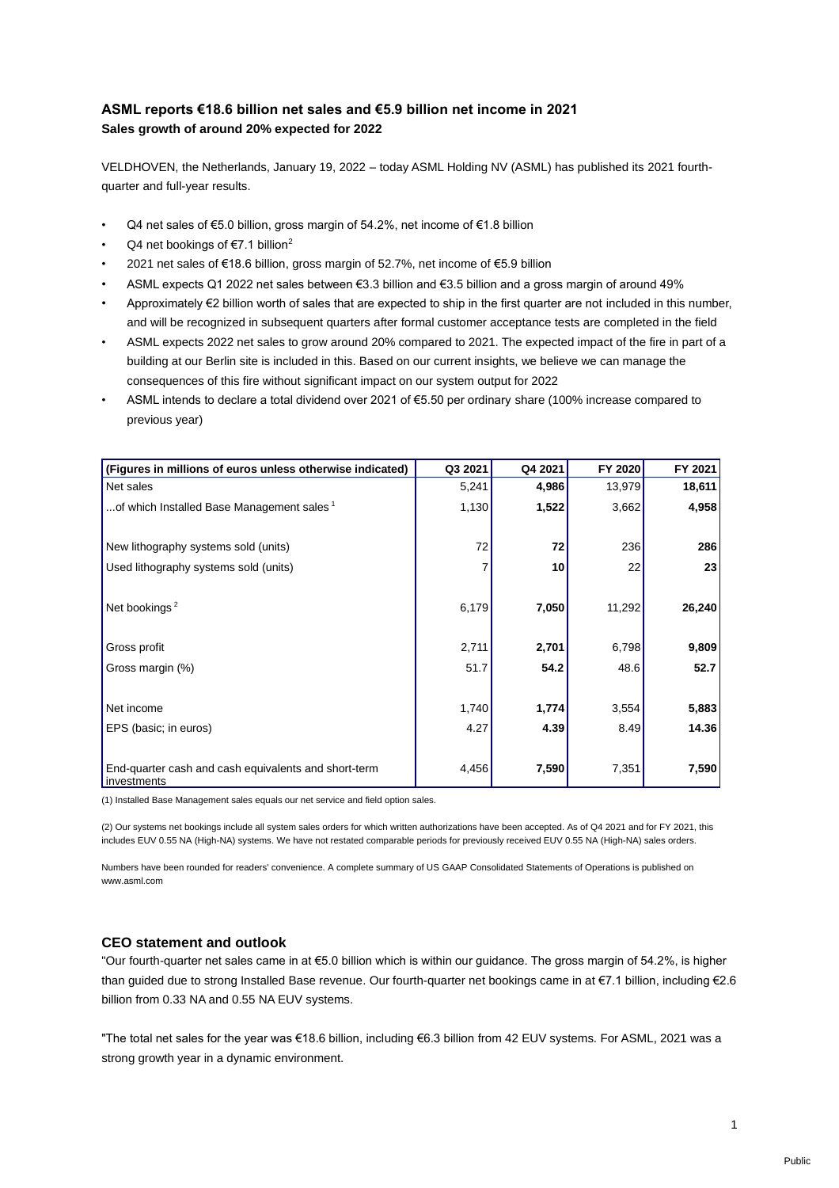## ASML reports €18.6 billion net sales and €5.9 billion net income in 2021

### Sales growth of around 20% expected for 2022

VELDHOVEN, the Netherlands, January 19, 2022 – today ASML Holding NV (ASML) has published its 2021 fourth-quarter and full-year results.

- Q4 net sales of €5.0 billion, gross margin of 54.2%, net income of €1.8 billion
- Q4 net bookings of €7.1 billion[2]
- 2021 net sales of €18.6 billion, gross margin of 52.7%, net income of €5.9 billion
- ASML expects Q1 2022 net sales between €3.3 billion and €3.5 billion and a gross margin of around 49%
- Approximately €2 billion worth of sales that are expected to ship in the first quarter are not included in this number, and will be recognized in subsequent quarters after formal customer acceptance tests are completed in the field
- ASML expects 2022 net sales to grow around 20% compared to 2021. The expected impact of the fire in part of a building at our Berlin site is included in this. Based on our current insights, we believe we can manage the consequences of this fire without significant impact on our system output for 2022
- ASML intends to declare a total dividend over 2021 of €5.50 per ordinary share (100% increase compared to previous year)

| (Figures in millions of euros unless otherwise indicated) | Q3 2021 | Q4 2021 | FY 2020 | FY 2021 |
|---|---|---|---|---|
| Net sales | 5,241 | **4,986** | 13,979 | **18,611** |
| ...of which Installed Base Management sales [1] | 1,130 | **1,522** | 3,662 | **4,958** |
| | | | | |
| New lithography systems sold (units) | 72 | **72** | 236 | **286** |
| Used lithography systems sold (units) | 7 | **10** | 22 | **23** |
| | | | | |
| Net bookings [2] | 6,179 | **7,050** | 11,292 | **26,240** |
| | | | | |
| Gross profit | 2,711 | **2,701** | 6,798 | **9,809** |
| Gross margin (%) | 51.7 | **54.2** | 48.6 | **52.7** |
| | | | | |
| Net income | 1,740 | **1,774** | 3,554 | **5,883** |
| EPS (basic; in euros) | 4.27 | **4.39** | 8.49 | **14.36** |
| | | | | |
| End-quarter cash and cash equivalents and short-term investments | 4,456 | **7,590** | 7,351 | **7,590** |

(1) Installed Base Management sales equals our net service and field option sales.

(2) Our systems net bookings include all system sales orders for which written authorizations have been accepted. As of Q4 2021 and for FY 2021, this includes EUV 0.55 NA (High-NA) systems. We have not restated comparable periods for previously received EUV 0.55 NA (High-NA) sales orders.

Numbers have been rounded for readers' convenience. A complete summary of US GAAP Consolidated Statements of Operations is published on www.asml.com

### CEO statement and outlook

"Our fourth-quarter net sales came in at €5.0 billion which is within our guidance. The gross margin of 54.2%, is higher than guided due to strong Installed Base revenue. Our fourth-quarter net bookings came in at €7.1 billion, including €2.6 billion from 0.33 NA and 0.55 NA EUV systems.

"The total net sales for the year was €18.6 billion, including €6.3 billion from 42 EUV systems. For ASML, 2021 was a strong growth year in a dynamic environment.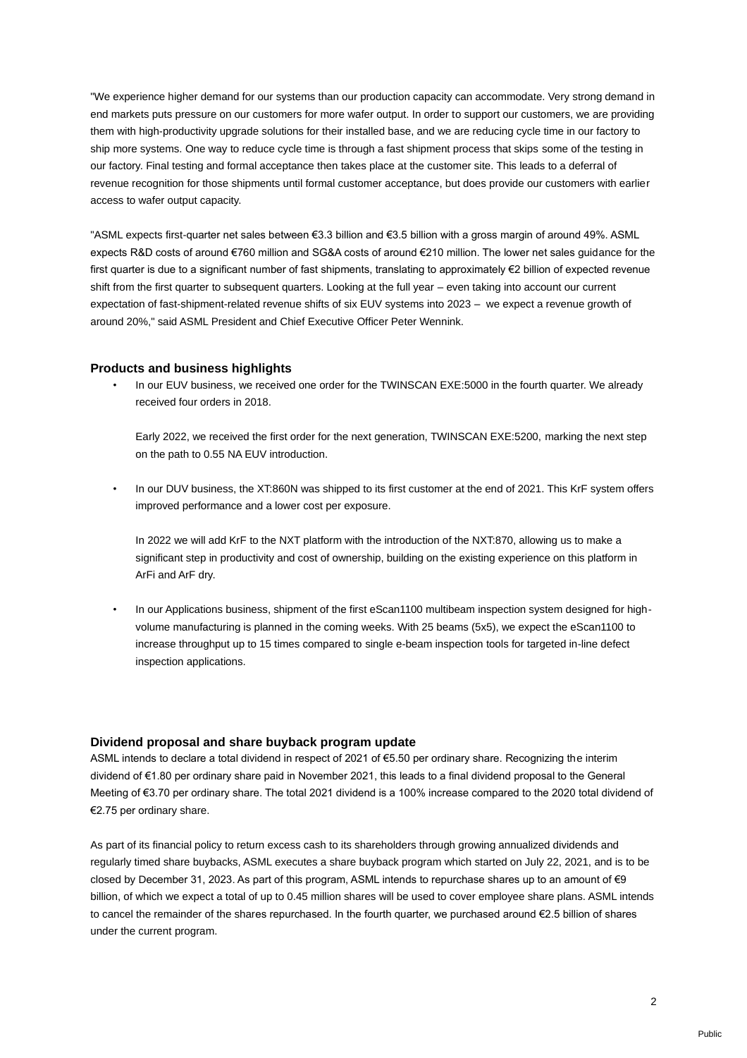"We experience higher demand for our systems than our production capacity can accommodate. Very strong demand in end markets puts pressure on our customers for more wafer output. In order to support our customers, we are providing them with high-productivity upgrade solutions for their installed base, and we are reducing cycle time in our factory to ship more systems. One way to reduce cycle time is through a fast shipment process that skips some of the testing in our factory. Final testing and formal acceptance then takes place at the customer site. This leads to a deferral of revenue recognition for those shipments until formal customer acceptance, but does provide our customers with earlier access to wafer output capacity.

"ASML expects first-quarter net sales between €3.3 billion and €3.5 billion with a gross margin of around 49%. ASML expects R&D costs of around €760 million and SG&A costs of around €210 million. The lower net sales guidance for the first quarter is due to a significant number of fast shipments, translating to approximately €2 billion of expected revenue shift from the first quarter to subsequent quarters. Looking at the full year – even taking into account our current expectation of fast-shipment-related revenue shifts of six EUV systems into 2023 – we expect a revenue growth of around 20%," said ASML President and Chief Executive Officer Peter Wennink.

### Products and business highlights

- In our EUV business, we received one order for the TWINSCAN EXE:5000 in the fourth quarter. We already received four orders in 2018.

  Early 2022, we received the first order for the next generation, TWINSCAN EXE:5200, marking the next step on the path to 0.55 NA EUV introduction.

- In our DUV business, the XT:860N was shipped to its first customer at the end of 2021. This KrF system offers improved performance and a lower cost per exposure.

  In 2022 we will add KrF to the NXT platform with the introduction of the NXT:870, allowing us to make a significant step in productivity and cost of ownership, building on the existing experience on this platform in ArFi and ArF dry.

- In our Applications business, shipment of the first eScan1100 multibeam inspection system designed for high-volume manufacturing is planned in the coming weeks. With 25 beams (5x5), we expect the eScan1100 to increase throughput up to 15 times compared to single e-beam inspection tools for targeted in-line defect inspection applications.

### Dividend proposal and share buyback program update

ASML intends to declare a total dividend in respect of 2021 of €5.50 per ordinary share. Recognizing the interim dividend of €1.80 per ordinary share paid in November 2021, this leads to a final dividend proposal to the General Meeting of €3.70 per ordinary share. The total 2021 dividend is a 100% increase compared to the 2020 total dividend of €2.75 per ordinary share.

As part of its financial policy to return excess cash to its shareholders through growing annualized dividends and regularly timed share buybacks, ASML executes a share buyback program which started on July 22, 2021, and is to be closed by December 31, 2023. As part of this program, ASML intends to repurchase shares up to an amount of €9 billion, of which we expect a total of up to 0.45 million shares will be used to cover employee share plans. ASML intends to cancel the remainder of the shares repurchased. In the fourth quarter, we purchased around €2.5 billion of shares under the current program.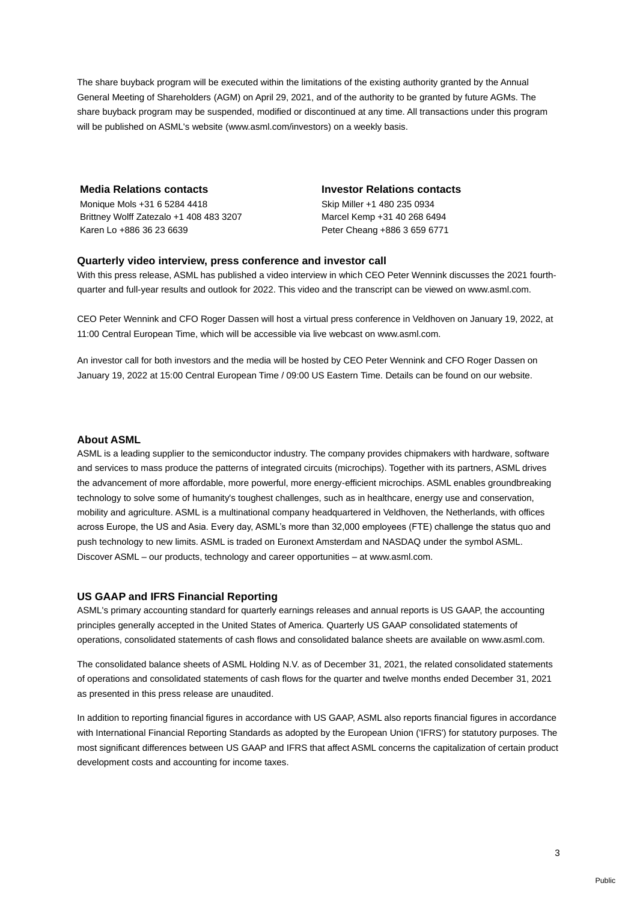The share buyback program will be executed within the limitations of the existing authority granted by the Annual General Meeting of Shareholders (AGM) on April 29, 2021, and of the authority to be granted by future AGMs. The share buyback program may be suspended, modified or discontinued at any time. All transactions under this program will be published on ASML's website (www.asml.com/investors) on a weekly basis.

**Media Relations contacts**
Monique Mols +31 6 5284 4418
Brittney Wolff Zatezalo +1 408 483 3207
Karen Lo +886 36 23 6639

**Investor Relations contacts**
Skip Miller +1 480 235 0934
Marcel Kemp +31 40 268 6494
Peter Cheang +886 3 659 6771

### Quarterly video interview, press conference and investor call

With this press release, ASML has published a video interview in which CEO Peter Wennink discusses the 2021 fourth-quarter and full-year results and outlook for 2022. This video and the transcript can be viewed on www.asml.com.

CEO Peter Wennink and CFO Roger Dassen will host a virtual press conference in Veldhoven on January 19, 2022, at 11:00 Central European Time, which will be accessible via live webcast on www.asml.com.

An investor call for both investors and the media will be hosted by CEO Peter Wennink and CFO Roger Dassen on January 19, 2022 at 15:00 Central European Time / 09:00 US Eastern Time. Details can be found on our website.

### About ASML

ASML is a leading supplier to the semiconductor industry. The company provides chipmakers with hardware, software and services to mass produce the patterns of integrated circuits (microchips). Together with its partners, ASML drives the advancement of more affordable, more powerful, more energy-efficient microchips. ASML enables groundbreaking technology to solve some of humanity's toughest challenges, such as in healthcare, energy use and conservation, mobility and agriculture. ASML is a multinational company headquartered in Veldhoven, the Netherlands, with offices across Europe, the US and Asia. Every day, ASML's more than 32,000 employees (FTE) challenge the status quo and push technology to new limits. ASML is traded on Euronext Amsterdam and NASDAQ under the symbol ASML. Discover ASML – our products, technology and career opportunities – at www.asml.com.

### US GAAP and IFRS Financial Reporting

ASML's primary accounting standard for quarterly earnings releases and annual reports is US GAAP, the accounting principles generally accepted in the United States of America. Quarterly US GAAP consolidated statements of operations, consolidated statements of cash flows and consolidated balance sheets are available on www.asml.com.

The consolidated balance sheets of ASML Holding N.V. as of December 31, 2021, the related consolidated statements of operations and consolidated statements of cash flows for the quarter and twelve months ended December 31, 2021 as presented in this press release are unaudited.

In addition to reporting financial figures in accordance with US GAAP, ASML also reports financial figures in accordance with International Financial Reporting Standards as adopted by the European Union ('IFRS') for statutory purposes. The most significant differences between US GAAP and IFRS that affect ASML concerns the capitalization of certain product development costs and accounting for income taxes.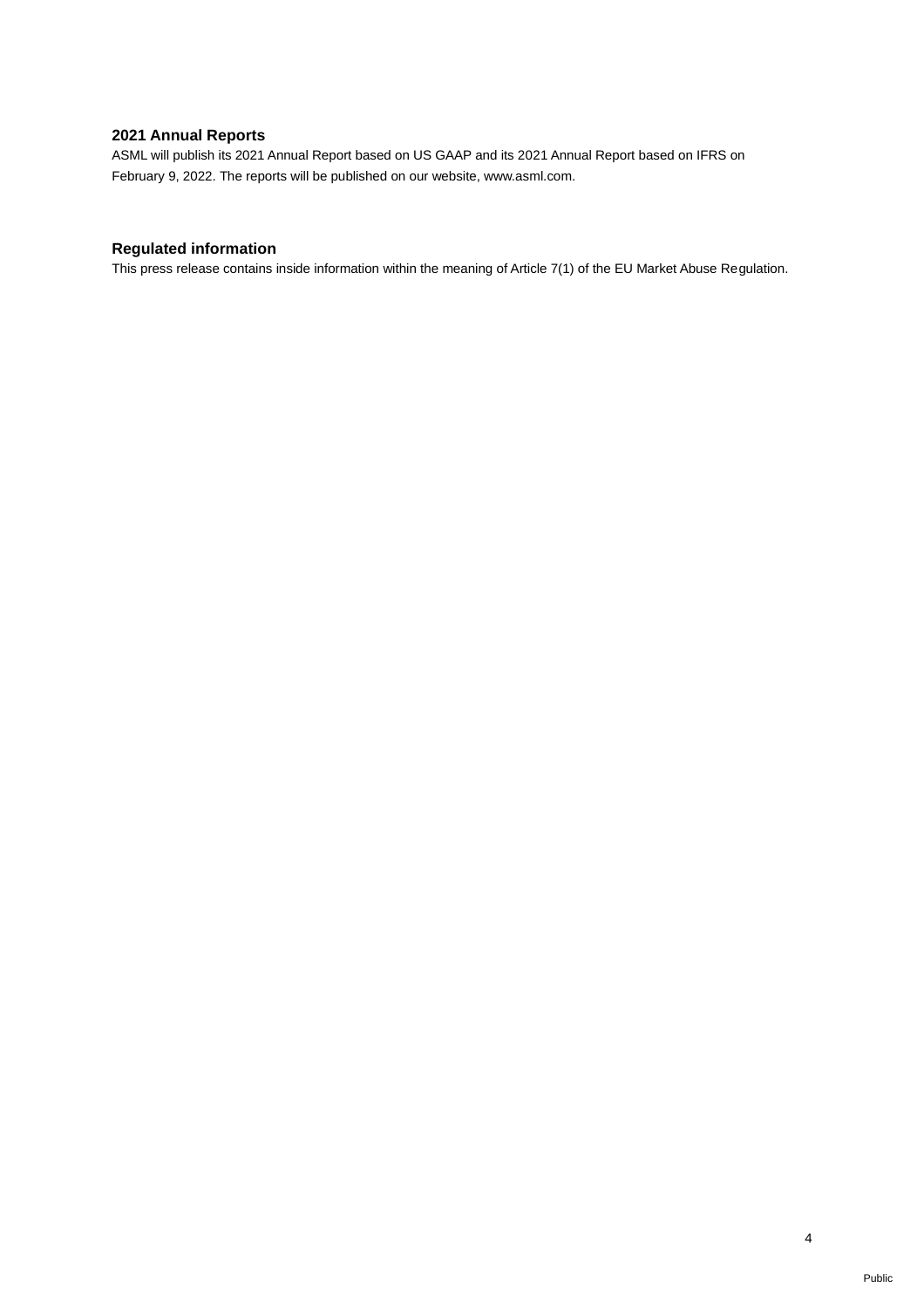## 2021 Annual Reports

ASML will publish its 2021 Annual Report based on US GAAP and its 2021 Annual Report based on IFRS on February 9, 2022. The reports will be published on our website, www.asml.com.

## Regulated information

This press release contains inside information within the meaning of Article 7(1) of the EU Market Abuse Regulation.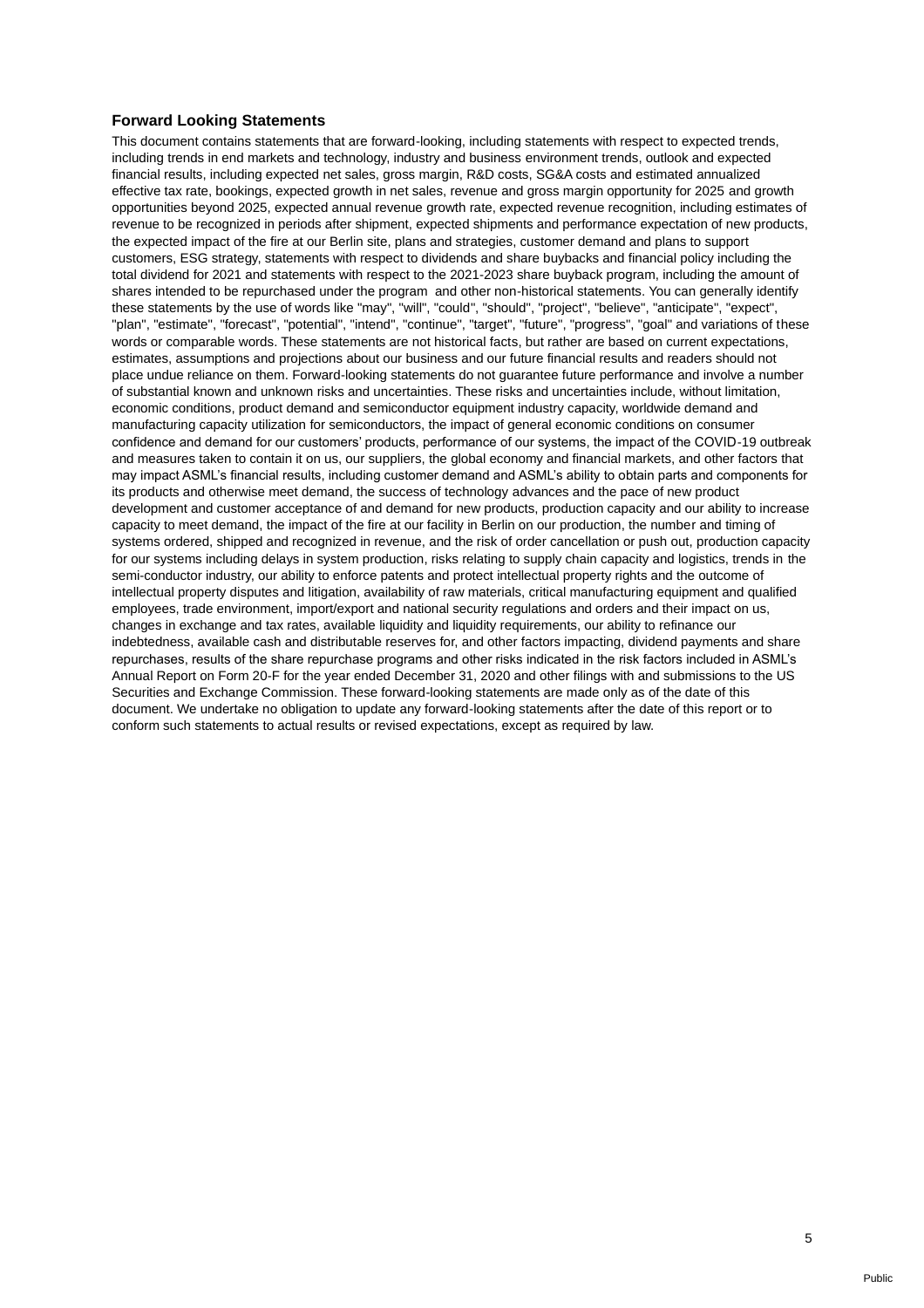## Forward Looking Statements

This document contains statements that are forward-looking, including statements with respect to expected trends, including trends in end markets and technology, industry and business environment trends, outlook and expected financial results, including expected net sales, gross margin, R&D costs, SG&A costs and estimated annualized effective tax rate, bookings, expected growth in net sales, revenue and gross margin opportunity for 2025 and growth opportunities beyond 2025, expected annual revenue growth rate, expected revenue recognition, including estimates of revenue to be recognized in periods after shipment, expected shipments and performance expectation of new products, the expected impact of the fire at our Berlin site, plans and strategies, customer demand and plans to support customers, ESG strategy, statements with respect to dividends and share buybacks and financial policy including the total dividend for 2021 and statements with respect to the 2021-2023 share buyback program, including the amount of shares intended to be repurchased under the program and other non-historical statements. You can generally identify these statements by the use of words like "may", "will", "could", "should", "project", "believe", "anticipate", "expect", "plan", "estimate", "forecast", "potential", "intend", "continue", "target", "future", "progress", "goal" and variations of these words or comparable words. These statements are not historical facts, but rather are based on current expectations, estimates, assumptions and projections about our business and our future financial results and readers should not place undue reliance on them. Forward-looking statements do not guarantee future performance and involve a number of substantial known and unknown risks and uncertainties. These risks and uncertainties include, without limitation, economic conditions, product demand and semiconductor equipment industry capacity, worldwide demand and manufacturing capacity utilization for semiconductors, the impact of general economic conditions on consumer confidence and demand for our customers' products, performance of our systems, the impact of the COVID-19 outbreak and measures taken to contain it on us, our suppliers, the global economy and financial markets, and other factors that may impact ASML's financial results, including customer demand and ASML's ability to obtain parts and components for its products and otherwise meet demand, the success of technology advances and the pace of new product development and customer acceptance of and demand for new products, production capacity and our ability to increase capacity to meet demand, the impact of the fire at our facility in Berlin on our production, the number and timing of systems ordered, shipped and recognized in revenue, and the risk of order cancellation or push out, production capacity for our systems including delays in system production, risks relating to supply chain capacity and logistics, trends in the semi-conductor industry, our ability to enforce patents and protect intellectual property rights and the outcome of intellectual property disputes and litigation, availability of raw materials, critical manufacturing equipment and qualified employees, trade environment, import/export and national security regulations and orders and their impact on us, changes in exchange and tax rates, available liquidity and liquidity requirements, our ability to refinance our indebtedness, available cash and distributable reserves for, and other factors impacting, dividend payments and share repurchases, results of the share repurchase programs and other risks indicated in the risk factors included in ASML's Annual Report on Form 20-F for the year ended December 31, 2020 and other filings with and submissions to the US Securities and Exchange Commission. These forward-looking statements are made only as of the date of this document. We undertake no obligation to update any forward-looking statements after the date of this report or to conform such statements to actual results or revised expectations, except as required by law.